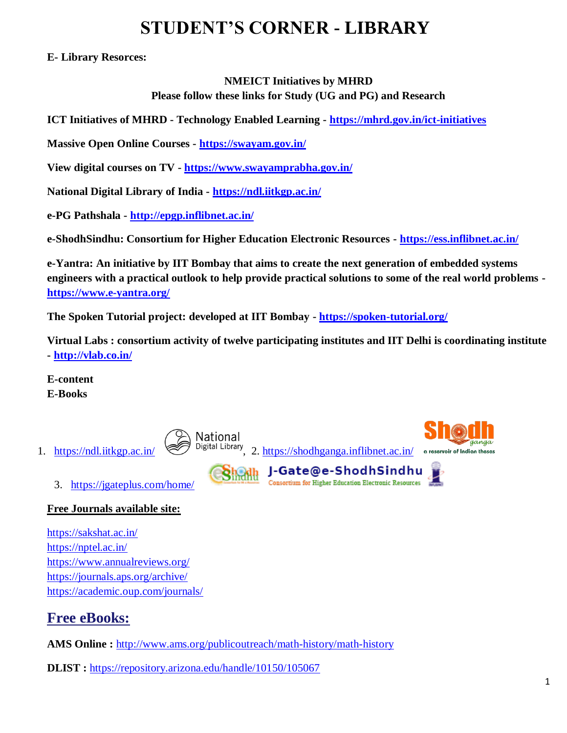# STUDENT'S CORNER - LIBRARY

**E- Library Resorces:**

**NMEICT Initiatives by MHRD**
**Please follow these links for Study (UG and PG) and Research**

**ICT Initiatives of MHRD - Technology Enabled Learning - https://mhrd.gov.in/ict-initiatives**

**Massive Open Online Courses - https://swayam.gov.in/**

**View digital courses on TV - https://www.swayamprabha.gov.in/**

**National Digital Library of India - https://ndl.iitkgp.ac.in/**

**e-PG Pathshala - http://epgp.inflibnet.ac.in/**

**e-ShodhSindhu: Consortium for Higher Education Electronic Resources - https://ess.inflibnet.ac.in/**

**e-Yantra: An initiative by IIT Bombay that aims to create the next generation of embedded systems engineers with a practical outlook to help provide practical solutions to some of the real world problems - https://www.e-yantra.org/**

**The Spoken Tutorial project: developed at IIT Bombay - https://spoken-tutorial.org/**

**Virtual Labs : consortium activity of twelve participating institutes and IIT Delhi is coordinating institute - http://vlab.co.in/**

**E-content**
**E-Books**

1. https://ndl.iitkgp.ac.in/ National Digital Library, 2. https://shodhganga.inflibnet.ac.in/ Shodhganga a reservoir of Indian theses
3. https://jgateplus.com/home/ J-Gate@e-ShodhSindhu Consortium for Higher Education Electronic Resources

**Free Journals available site:**

https://sakshat.ac.in/
https://nptel.ac.in/
https://www.annualreviews.org/
https://journals.aps.org/archive/
https://academic.oup.com/journals/

## Free eBooks:

**AMS Online :** http://www.ams.org/publicoutreach/math-history/math-history

**DLIST :** https://repository.arizona.edu/handle/10150/105067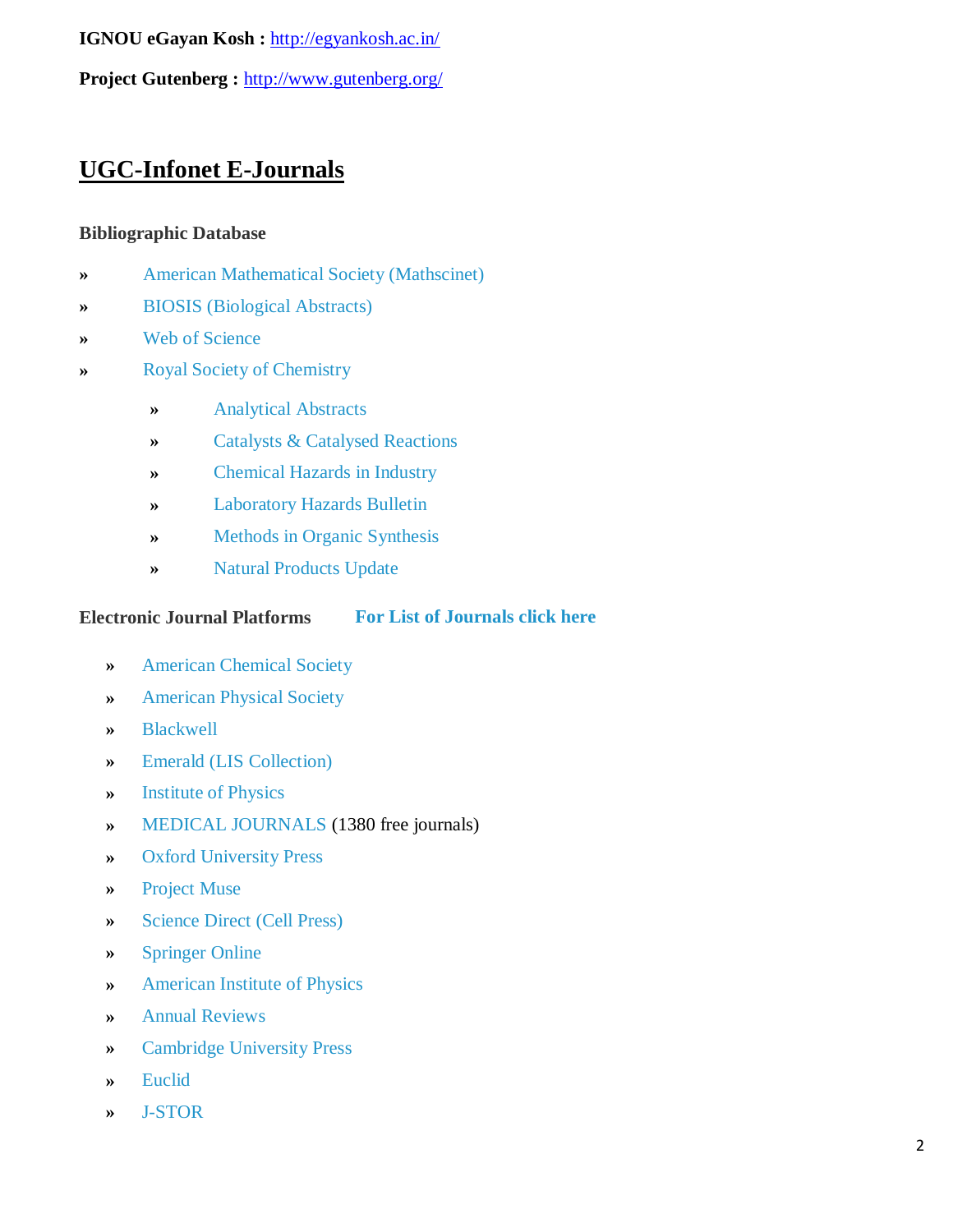**IGNOU eGayan Kosh :** http://egyankosh.ac.in/

**Project Gutenberg :** http://www.gutenberg.org/

## UGC-Infonet E-Journals

### Bibliographic Database

» American Mathematical Society (Mathscinet)

» BIOSIS (Biological Abstracts)

» Web of Science

» Royal Society of Chemistry

  » Analytical Abstracts

  » Catalysts & Catalysed Reactions

  » Chemical Hazards in Industry

  » Laboratory Hazards Bulletin

  » Methods in Organic Synthesis

  » Natural Products Update

### Electronic Journal Platforms **For List of Journals click here**

» American Chemical Society

» American Physical Society

» Blackwell

» Emerald (LIS Collection)

» Institute of Physics

» MEDICAL JOURNALS (1380 free journals)

» Oxford University Press

» Project Muse

» Science Direct (Cell Press)

» Springer Online

» American Institute of Physics

» Annual Reviews

» Cambridge University Press

» Euclid

» J-STOR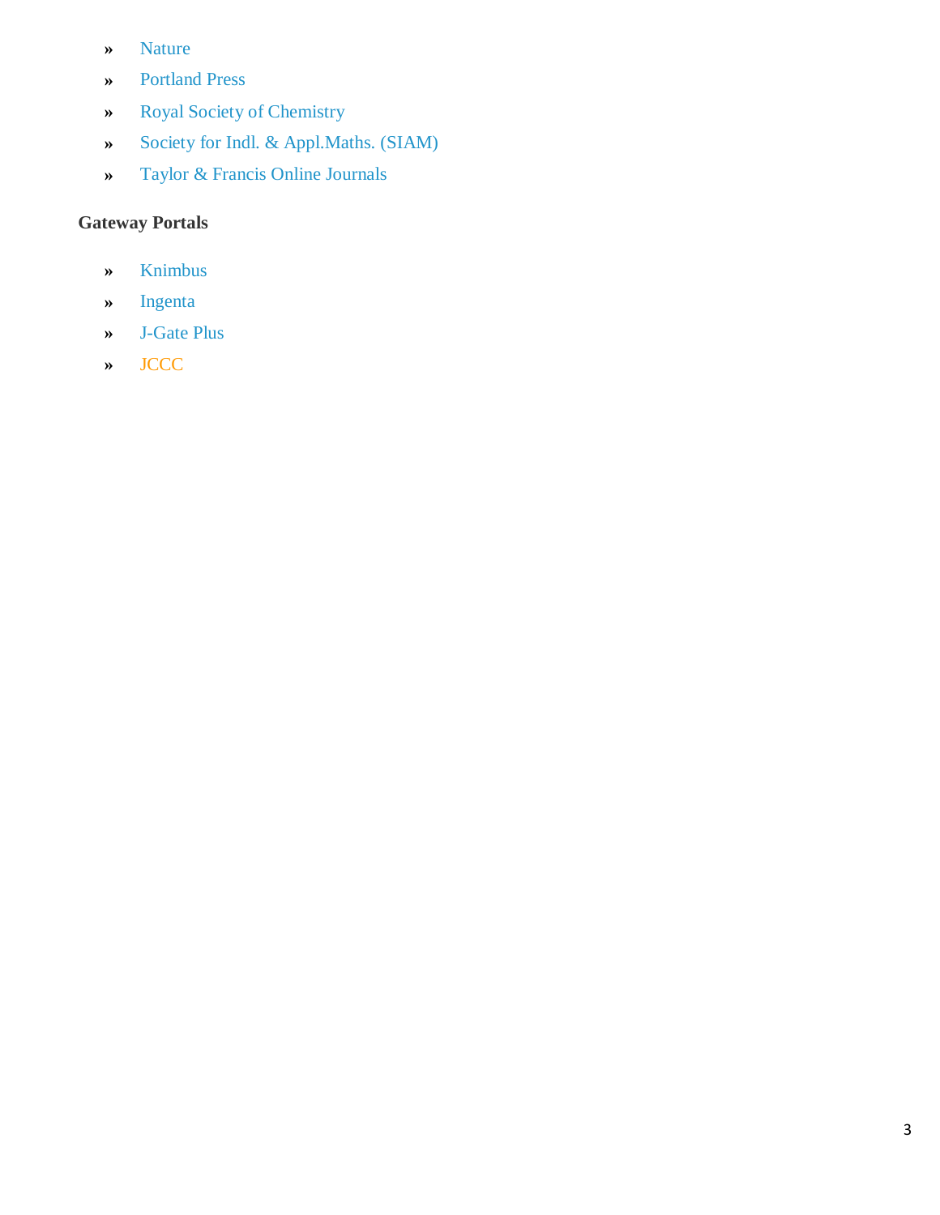- Nature
- Portland Press
- Royal Society of Chemistry
- Society for Indl. & Appl.Maths. (SIAM)
- Taylor & Francis Online Journals

**Gateway Portals**

- Knimbus
- Ingenta
- J-Gate Plus
- JCCC